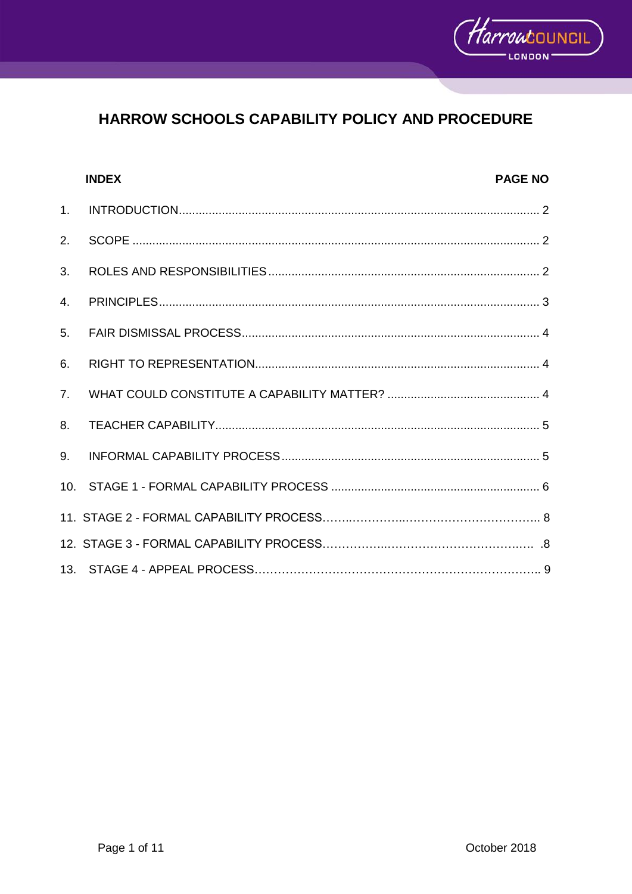# HARROW SCHOOLS CAPABILITY POLICY AND PROCEDURE

| | INDEX | PAGE NO |
|---|---|---|
| 1. | INTRODUCTION | 2 |
| 2. | SCOPE | 2 |
| 3. | ROLES AND RESPONSIBILITIES | 2 |
| 4. | PRINCIPLES | 3 |
| 5. | FAIR DISMISSAL PROCESS | 4 |
| 6. | RIGHT TO REPRESENTATION | 4 |
| 7. | WHAT COULD CONSTITUTE A CAPABILITY MATTER? | 4 |
| 8. | TEACHER CAPABILITY | 5 |
| 9. | INFORMAL CAPABILITY PROCESS | 5 |
| 10. | STAGE 1 - FORMAL CAPABILITY PROCESS | 6 |
| 11. | STAGE 2 - FORMAL CAPABILITY PROCESS | 8 |
| 12. | STAGE 3 - FORMAL CAPABILITY PROCESS | 8 |
| 13. | STAGE 4 - APPEAL PROCESS | 9 |

October 2018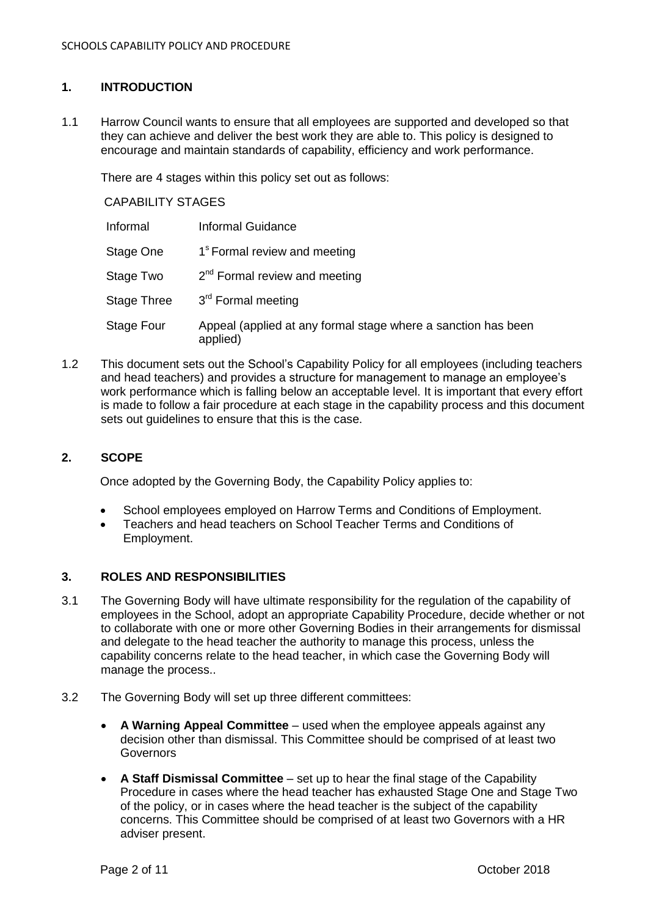## 1. INTRODUCTION

1.1 Harrow Council wants to ensure that all employees are supported and developed so that they can achieve and deliver the best work they are able to. This policy is designed to encourage and maintain standards of capability, efficiency and work performance.

There are 4 stages within this policy set out as follows:

CAPABILITY STAGES

| | |
|---|---|
| Informal | Informal Guidance |
| Stage One | 1s Formal review and meeting |
| Stage Two | 2nd Formal review and meeting |
| Stage Three | 3rd Formal meeting |
| Stage Four | Appeal (applied at any formal stage where a sanction has been applied) |

1.2 This document sets out the School's Capability Policy for all employees (including teachers and head teachers) and provides a structure for management to manage an employee's work performance which is falling below an acceptable level. It is important that every effort is made to follow a fair procedure at each stage in the capability process and this document sets out guidelines to ensure that this is the case.

## 2. SCOPE

Once adopted by the Governing Body, the Capability Policy applies to:

- School employees employed on Harrow Terms and Conditions of Employment.
- Teachers and head teachers on School Teacher Terms and Conditions of Employment.

## 3. ROLES AND RESPONSIBILITIES

3.1 The Governing Body will have ultimate responsibility for the regulation of the capability of employees in the School, adopt an appropriate Capability Procedure, decide whether or not to collaborate with one or more other Governing Bodies in their arrangements for dismissal and delegate to the head teacher the authority to manage this process, unless the capability concerns relate to the head teacher, in which case the Governing Body will manage the process..

3.2 The Governing Body will set up three different committees:

- **A Warning Appeal Committee** – used when the employee appeals against any decision other than dismissal. This Committee should be comprised of at least two Governors
- **A Staff Dismissal Committee** – set up to hear the final stage of the Capability Procedure in cases where the head teacher has exhausted Stage One and Stage Two of the policy, or in cases where the head teacher is the subject of the capability concerns. This Committee should be comprised of at least two Governors with a HR adviser present.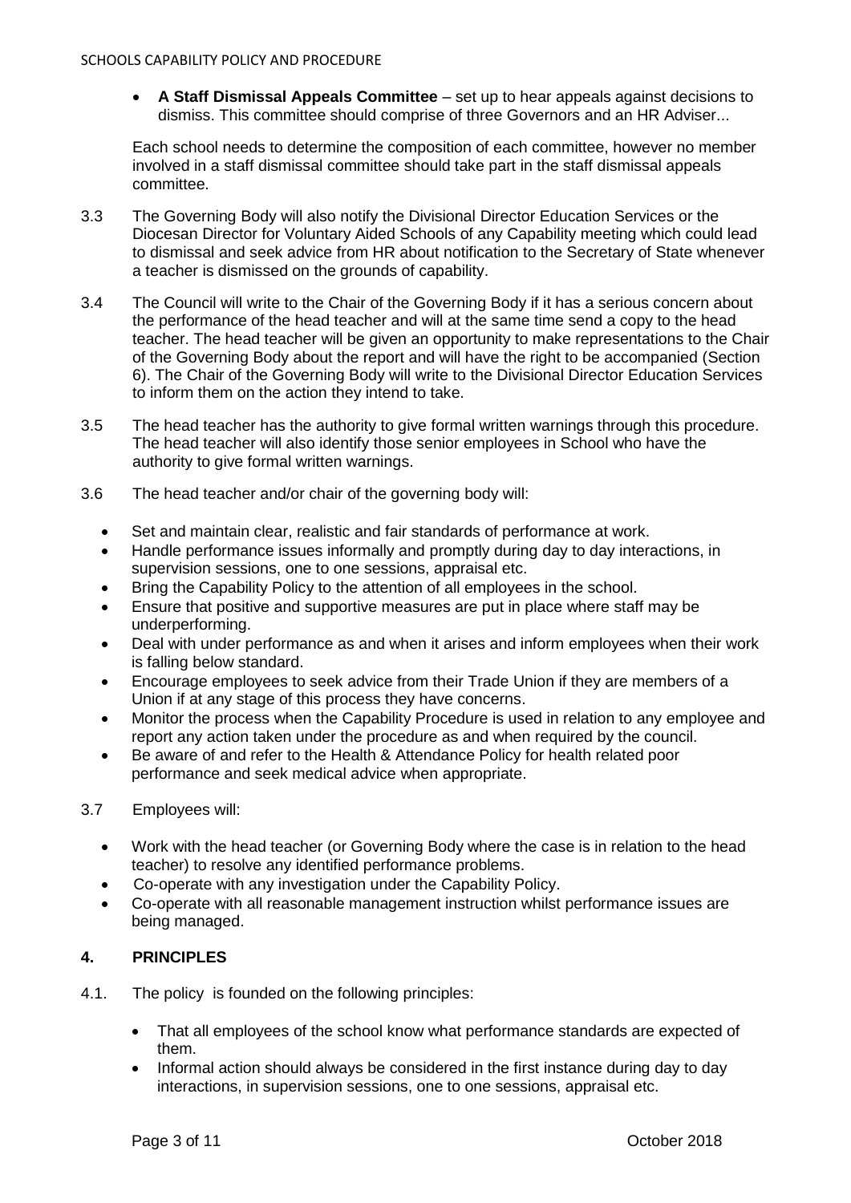- **A Staff Dismissal Appeals Committee** – set up to hear appeals against decisions to dismiss. This committee should comprise of three Governors and an HR Adviser...

Each school needs to determine the composition of each committee, however no member involved in a staff dismissal committee should take part in the staff dismissal appeals committee.

3.3 The Governing Body will also notify the Divisional Director Education Services or the Diocesan Director for Voluntary Aided Schools of any Capability meeting which could lead to dismissal and seek advice from HR about notification to the Secretary of State whenever a teacher is dismissed on the grounds of capability.

3.4 The Council will write to the Chair of the Governing Body if it has a serious concern about the performance of the head teacher and will at the same time send a copy to the head teacher. The head teacher will be given an opportunity to make representations to the Chair of the Governing Body about the report and will have the right to be accompanied (Section 6). The Chair of the Governing Body will write to the Divisional Director Education Services to inform them on the action they intend to take.

3.5 The head teacher has the authority to give formal written warnings through this procedure. The head teacher will also identify those senior employees in School who have the authority to give formal written warnings.

3.6 The head teacher and/or chair of the governing body will:

- Set and maintain clear, realistic and fair standards of performance at work.
- Handle performance issues informally and promptly during day to day interactions, in supervision sessions, one to one sessions, appraisal etc.
- Bring the Capability Policy to the attention of all employees in the school.
- Ensure that positive and supportive measures are put in place where staff may be underperforming.
- Deal with under performance as and when it arises and inform employees when their work is falling below standard.
- Encourage employees to seek advice from their Trade Union if they are members of a Union if at any stage of this process they have concerns.
- Monitor the process when the Capability Procedure is used in relation to any employee and report any action taken under the procedure as and when required by the council.
- Be aware of and refer to the Health & Attendance Policy for health related poor performance and seek medical advice when appropriate.

3.7 Employees will:

- Work with the head teacher (or Governing Body where the case is in relation to the head teacher) to resolve any identified performance problems.
- Co-operate with any investigation under the Capability Policy.
- Co-operate with all reasonable management instruction whilst performance issues are being managed.

## 4. PRINCIPLES

4.1. The policy is founded on the following principles:

- That all employees of the school know what performance standards are expected of them.
- Informal action should always be considered in the first instance during day to day interactions, in supervision sessions, one to one sessions, appraisal etc.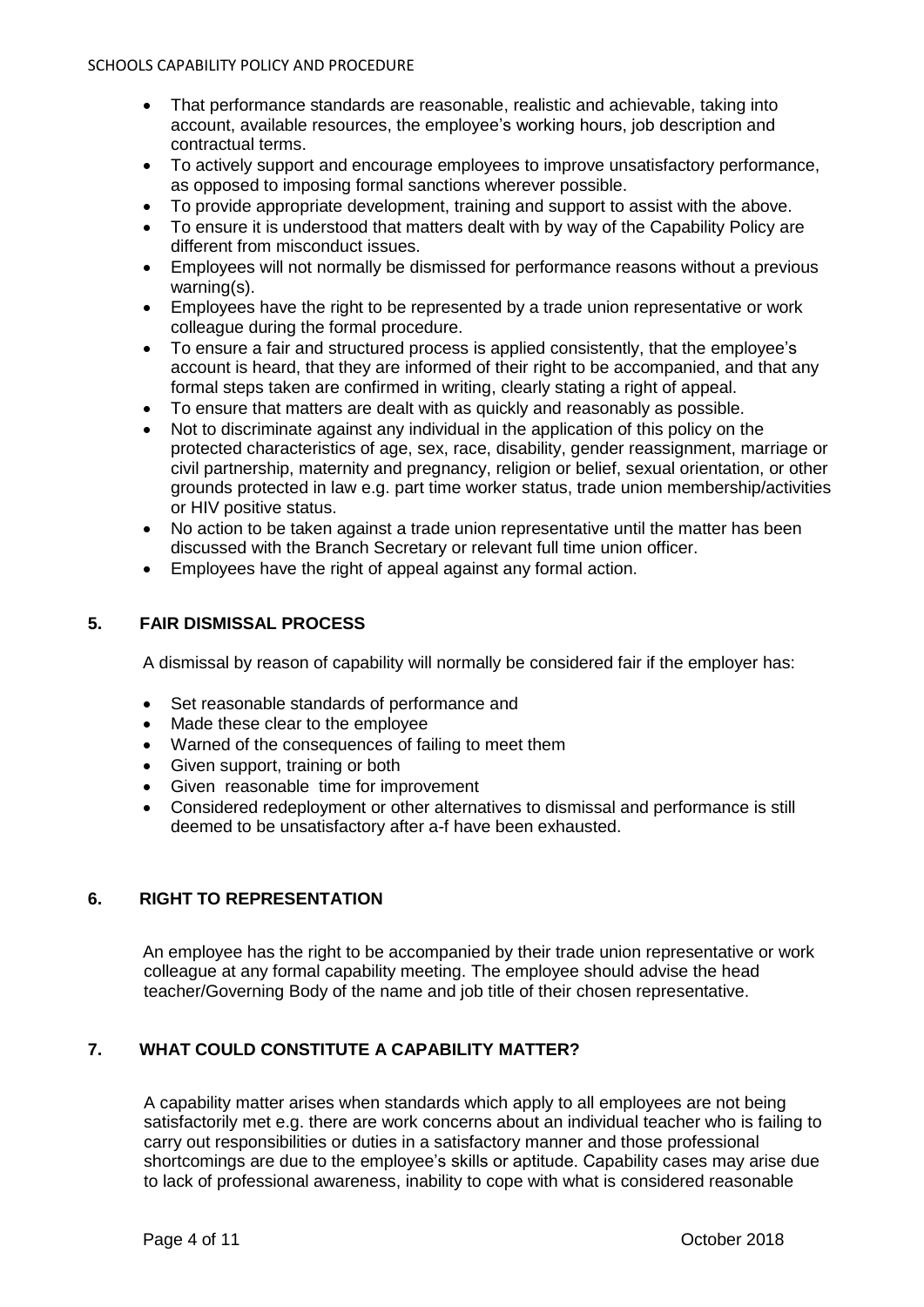- That performance standards are reasonable, realistic and achievable, taking into account, available resources, the employee's working hours, job description and contractual terms.
- To actively support and encourage employees to improve unsatisfactory performance, as opposed to imposing formal sanctions wherever possible.
- To provide appropriate development, training and support to assist with the above.
- To ensure it is understood that matters dealt with by way of the Capability Policy are different from misconduct issues.
- Employees will not normally be dismissed for performance reasons without a previous warning(s).
- Employees have the right to be represented by a trade union representative or work colleague during the formal procedure.
- To ensure a fair and structured process is applied consistently, that the employee's account is heard, that they are informed of their right to be accompanied, and that any formal steps taken are confirmed in writing, clearly stating a right of appeal.
- To ensure that matters are dealt with as quickly and reasonably as possible.
- Not to discriminate against any individual in the application of this policy on the protected characteristics of age, sex, race, disability, gender reassignment, marriage or civil partnership, maternity and pregnancy, religion or belief, sexual orientation, or other grounds protected in law e.g. part time worker status, trade union membership/activities or HIV positive status.
- No action to be taken against a trade union representative until the matter has been discussed with the Branch Secretary or relevant full time union officer.
- Employees have the right of appeal against any formal action.

## 5. FAIR DISMISSAL PROCESS

A dismissal by reason of capability will normally be considered fair if the employer has:

- Set reasonable standards of performance and
- Made these clear to the employee
- Warned of the consequences of failing to meet them
- Given support, training or both
- Given reasonable time for improvement
- Considered redeployment or other alternatives to dismissal and performance is still deemed to be unsatisfactory after a-f have been exhausted.

## 6. RIGHT TO REPRESENTATION

An employee has the right to be accompanied by their trade union representative or work colleague at any formal capability meeting. The employee should advise the head teacher/Governing Body of the name and job title of their chosen representative.

## 7. WHAT COULD CONSTITUTE A CAPABILITY MATTER?

A capability matter arises when standards which apply to all employees are not being satisfactorily met e.g. there are work concerns about an individual teacher who is failing to carry out responsibilities or duties in a satisfactory manner and those professional shortcomings are due to the employee's skills or aptitude. Capability cases may arise due to lack of professional awareness, inability to cope with what is considered reasonable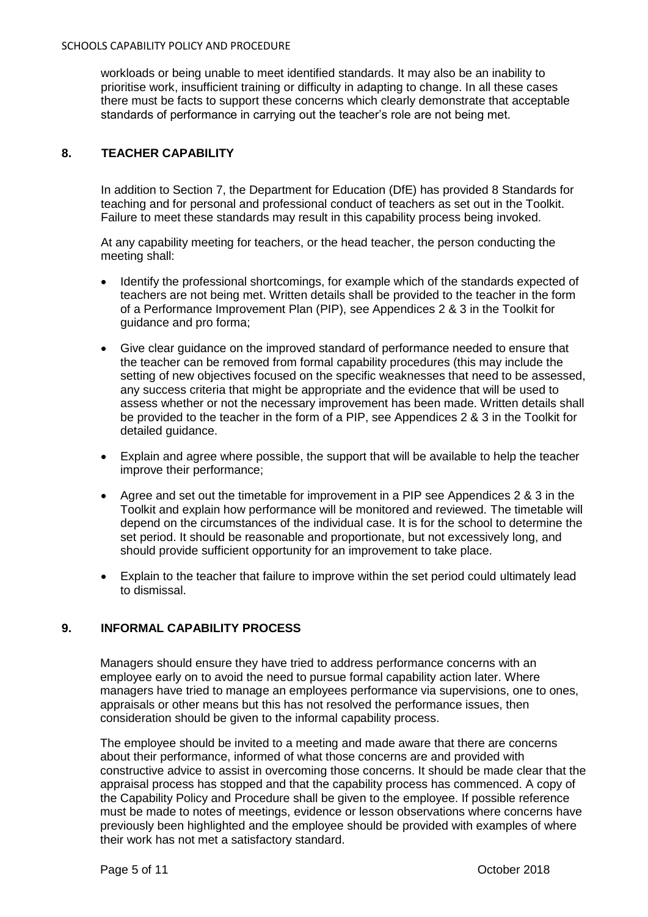workloads or being unable to meet identified standards. It may also be an inability to prioritise work, insufficient training or difficulty in adapting to change. In all these cases there must be facts to support these concerns which clearly demonstrate that acceptable standards of performance in carrying out the teacher's role are not being met.

## 8. TEACHER CAPABILITY

In addition to Section 7, the Department for Education (DfE) has provided 8 Standards for teaching and for personal and professional conduct of teachers as set out in the Toolkit. Failure to meet these standards may result in this capability process being invoked.

At any capability meeting for teachers, or the head teacher, the person conducting the meeting shall:

- Identify the professional shortcomings, for example which of the standards expected of teachers are not being met. Written details shall be provided to the teacher in the form of a Performance Improvement Plan (PIP), see Appendices 2 & 3 in the Toolkit for guidance and pro forma;
- Give clear guidance on the improved standard of performance needed to ensure that the teacher can be removed from formal capability procedures (this may include the setting of new objectives focused on the specific weaknesses that need to be assessed, any success criteria that might be appropriate and the evidence that will be used to assess whether or not the necessary improvement has been made. Written details shall be provided to the teacher in the form of a PIP, see Appendices 2 & 3 in the Toolkit for detailed guidance.
- Explain and agree where possible, the support that will be available to help the teacher improve their performance;
- Agree and set out the timetable for improvement in a PIP see Appendices 2 & 3 in the Toolkit and explain how performance will be monitored and reviewed. The timetable will depend on the circumstances of the individual case. It is for the school to determine the set period. It should be reasonable and proportionate, but not excessively long, and should provide sufficient opportunity for an improvement to take place.
- Explain to the teacher that failure to improve within the set period could ultimately lead to dismissal.

## 9. INFORMAL CAPABILITY PROCESS

Managers should ensure they have tried to address performance concerns with an employee early on to avoid the need to pursue formal capability action later. Where managers have tried to manage an employees performance via supervisions, one to ones, appraisals or other means but this has not resolved the performance issues, then consideration should be given to the informal capability process.

The employee should be invited to a meeting and made aware that there are concerns about their performance, informed of what those concerns are and provided with constructive advice to assist in overcoming those concerns. It should be made clear that the appraisal process has stopped and that the capability process has commenced. A copy of the Capability Policy and Procedure shall be given to the employee. If possible reference must be made to notes of meetings, evidence or lesson observations where concerns have previously been highlighted and the employee should be provided with examples of where their work has not met a satisfactory standard.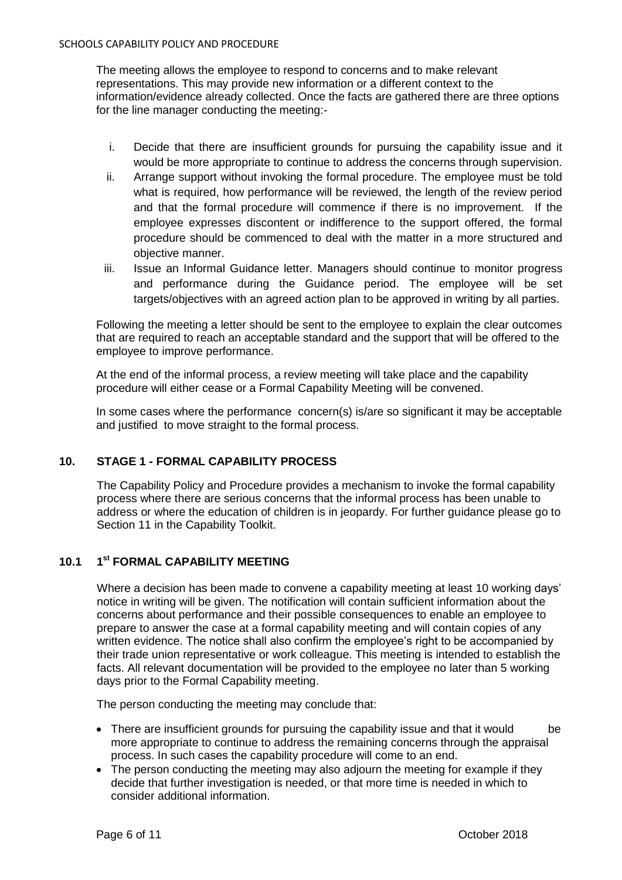The meeting allows the employee to respond to concerns and to make relevant representations. This may provide new information or a different context to the information/evidence already collected. Once the facts are gathered there are three options for the line manager conducting the meeting:-

i. Decide that there are insufficient grounds for pursuing the capability issue and it would be more appropriate to continue to address the concerns through supervision.
ii. Arrange support without invoking the formal procedure. The employee must be told what is required, how performance will be reviewed, the length of the review period and that the formal procedure will commence if there is no improvement. If the employee expresses discontent or indifference to the support offered, the formal procedure should be commenced to deal with the matter in a more structured and objective manner.
iii. Issue an Informal Guidance letter. Managers should continue to monitor progress and performance during the Guidance period. The employee will be set targets/objectives with an agreed action plan to be approved in writing by all parties.

Following the meeting a letter should be sent to the employee to explain the clear outcomes that are required to reach an acceptable standard and the support that will be offered to the employee to improve performance.

At the end of the informal process, a review meeting will take place and the capability procedure will either cease or a Formal Capability Meeting will be convened.

In some cases where the performance concern(s) is/are so significant it may be acceptable and justified to move straight to the formal process.

## 10. STAGE 1 - FORMAL CAPABILITY PROCESS

The Capability Policy and Procedure provides a mechanism to invoke the formal capability process where there are serious concerns that the informal process has been unable to address or where the education of children is in jeopardy. For further guidance please go to Section 11 in the Capability Toolkit.

### 10.1 1st FORMAL CAPABILITY MEETING

Where a decision has been made to convene a capability meeting at least 10 working days' notice in writing will be given. The notification will contain sufficient information about the concerns about performance and their possible consequences to enable an employee to prepare to answer the case at a formal capability meeting and will contain copies of any written evidence. The notice shall also confirm the employee's right to be accompanied by their trade union representative or work colleague. This meeting is intended to establish the facts. All relevant documentation will be provided to the employee no later than 5 working days prior to the Formal Capability meeting.

The person conducting the meeting may conclude that:

- There are insufficient grounds for pursuing the capability issue and that it would be more appropriate to continue to address the remaining concerns through the appraisal process. In such cases the capability procedure will come to an end.
- The person conducting the meeting may also adjourn the meeting for example if they decide that further investigation is needed, or that more time is needed in which to consider additional information.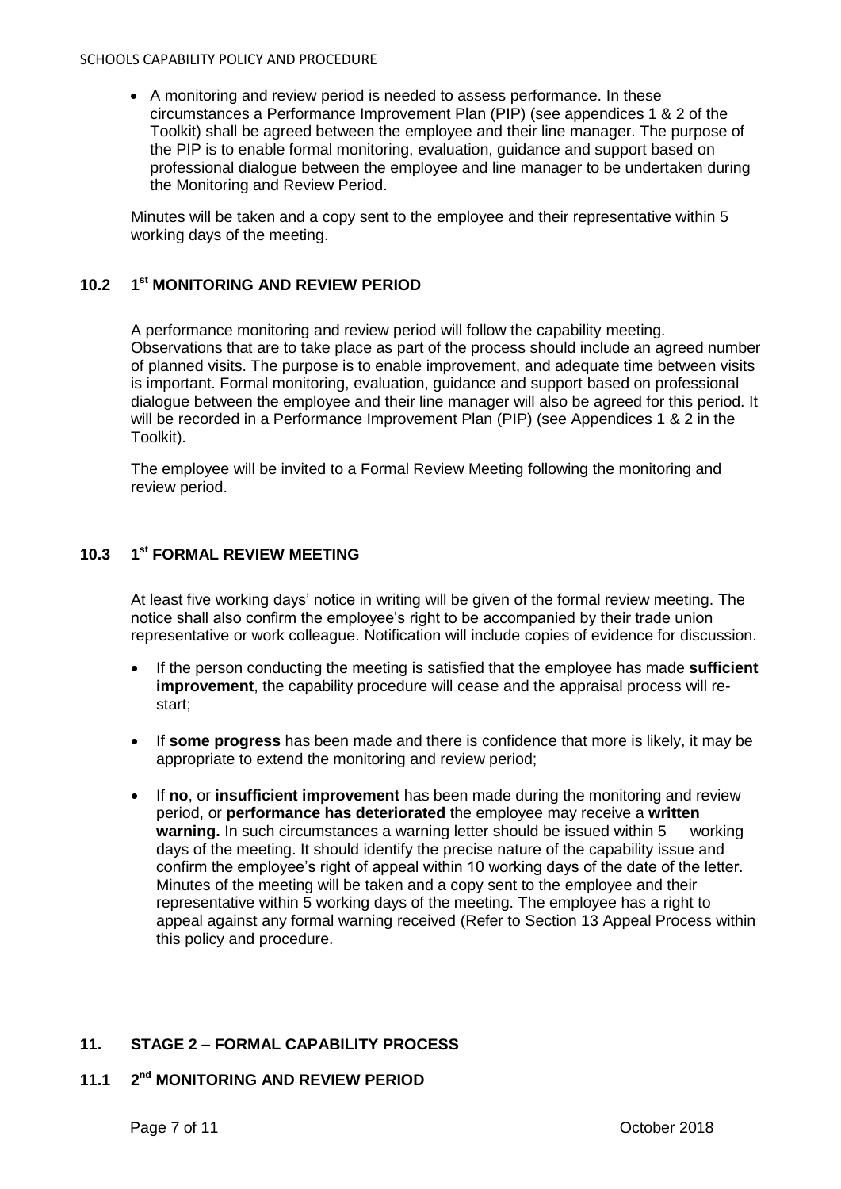- A monitoring and review period is needed to assess performance. In these circumstances a Performance Improvement Plan (PIP) (see appendices 1 & 2 of the Toolkit) shall be agreed between the employee and their line manager. The purpose of the PIP is to enable formal monitoring, evaluation, guidance and support based on professional dialogue between the employee and line manager to be undertaken during the Monitoring and Review Period.

Minutes will be taken and a copy sent to the employee and their representative within 5 working days of the meeting.

### 10.2 1st MONITORING AND REVIEW PERIOD

A performance monitoring and review period will follow the capability meeting. Observations that are to take place as part of the process should include an agreed number of planned visits. The purpose is to enable improvement, and adequate time between visits is important. Formal monitoring, evaluation, guidance and support based on professional dialogue between the employee and their line manager will also be agreed for this period. It will be recorded in a Performance Improvement Plan (PIP) (see Appendices 1 & 2 in the Toolkit).

The employee will be invited to a Formal Review Meeting following the monitoring and review period.

### 10.3 1st FORMAL REVIEW MEETING

At least five working days' notice in writing will be given of the formal review meeting. The notice shall also confirm the employee's right to be accompanied by their trade union representative or work colleague. Notification will include copies of evidence for discussion.

- If the person conducting the meeting is satisfied that the employee has made **sufficient improvement**, the capability procedure will cease and the appraisal process will re-start;
- If **some progress** has been made and there is confidence that more is likely, it may be appropriate to extend the monitoring and review period;
- If **no**, or **insufficient improvement** has been made during the monitoring and review period, or **performance has deteriorated** the employee may receive a **written warning.** In such circumstances a warning letter should be issued within 5 working days of the meeting. It should identify the precise nature of the capability issue and confirm the employee's right of appeal within 10 working days of the date of the letter. Minutes of the meeting will be taken and a copy sent to the employee and their representative within 5 working days of the meeting. The employee has a right to appeal against any formal warning received (Refer to Section 13 Appeal Process within this policy and procedure.

## 11. STAGE 2 – FORMAL CAPABILITY PROCESS

### 11.1 2nd MONITORING AND REVIEW PERIOD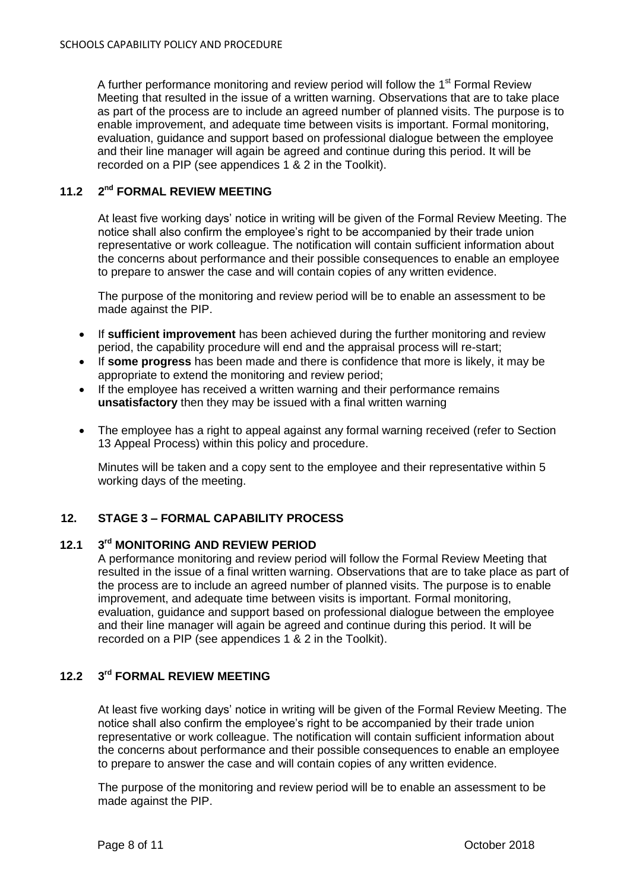A further performance monitoring and review period will follow the 1st Formal Review Meeting that resulted in the issue of a written warning. Observations that are to take place as part of the process are to include an agreed number of planned visits. The purpose is to enable improvement, and adequate time between visits is important. Formal monitoring, evaluation, guidance and support based on professional dialogue between the employee and their line manager will again be agreed and continue during this period. It will be recorded on a PIP (see appendices 1 & 2 in the Toolkit).

### 11.2 2nd FORMAL REVIEW MEETING

At least five working days' notice in writing will be given of the Formal Review Meeting. The notice shall also confirm the employee's right to be accompanied by their trade union representative or work colleague. The notification will contain sufficient information about the concerns about performance and their possible consequences to enable an employee to prepare to answer the case and will contain copies of any written evidence.

The purpose of the monitoring and review period will be to enable an assessment to be made against the PIP.

- If **sufficient improvement** has been achieved during the further monitoring and review period, the capability procedure will end and the appraisal process will re-start;
- If **some progress** has been made and there is confidence that more is likely, it may be appropriate to extend the monitoring and review period;
- If the employee has received a written warning and their performance remains **unsatisfactory** then they may be issued with a final written warning
- The employee has a right to appeal against any formal warning received (refer to Section 13 Appeal Process) within this policy and procedure.

Minutes will be taken and a copy sent to the employee and their representative within 5 working days of the meeting.

## 12. STAGE 3 – FORMAL CAPABILITY PROCESS

### 12.1 3rd MONITORING AND REVIEW PERIOD

A performance monitoring and review period will follow the Formal Review Meeting that resulted in the issue of a final written warning. Observations that are to take place as part of the process are to include an agreed number of planned visits. The purpose is to enable improvement, and adequate time between visits is important. Formal monitoring, evaluation, guidance and support based on professional dialogue between the employee and their line manager will again be agreed and continue during this period. It will be recorded on a PIP (see appendices 1 & 2 in the Toolkit).

### 12.2 3rd FORMAL REVIEW MEETING

At least five working days' notice in writing will be given of the Formal Review Meeting. The notice shall also confirm the employee's right to be accompanied by their trade union representative or work colleague. The notification will contain sufficient information about the concerns about performance and their possible consequences to enable an employee to prepare to answer the case and will contain copies of any written evidence.

The purpose of the monitoring and review period will be to enable an assessment to be made against the PIP.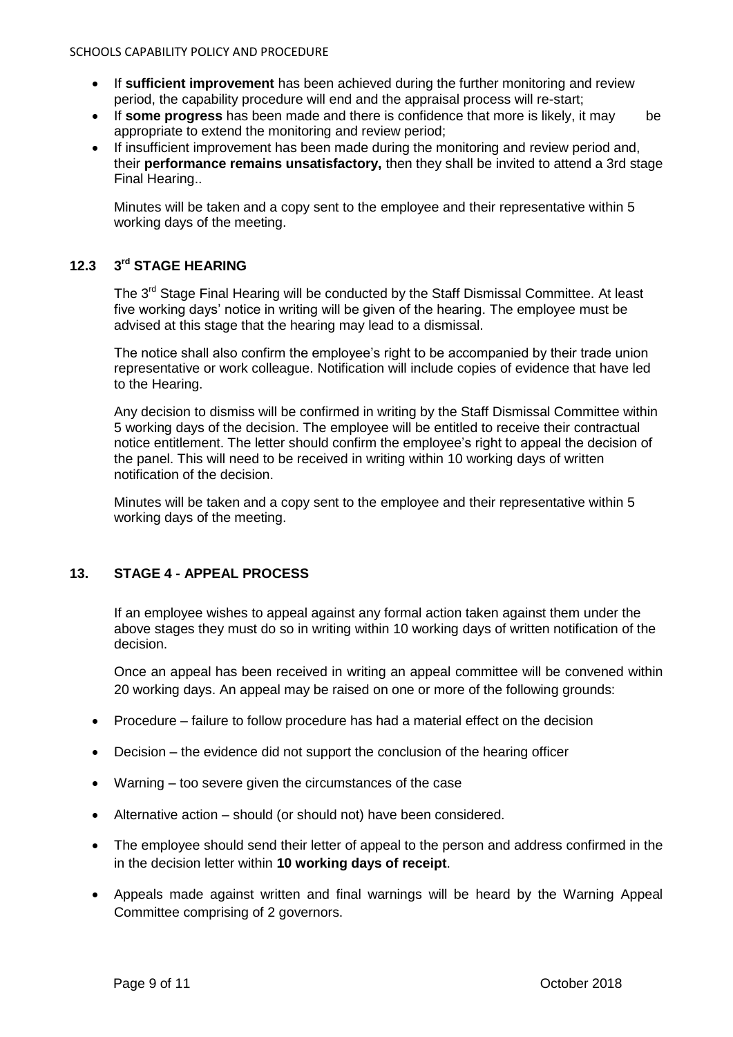- If **sufficient improvement** has been achieved during the further monitoring and review period, the capability procedure will end and the appraisal process will re-start;
- If **some progress** has been made and there is confidence that more is likely, it may be appropriate to extend the monitoring and review period;
- If insufficient improvement has been made during the monitoring and review period and, their **performance remains unsatisfactory,** then they shall be invited to attend a 3rd stage Final Hearing..

Minutes will be taken and a copy sent to the employee and their representative within 5 working days of the meeting.

### 12.3 3rd STAGE HEARING

The 3rd Stage Final Hearing will be conducted by the Staff Dismissal Committee. At least five working days' notice in writing will be given of the hearing. The employee must be advised at this stage that the hearing may lead to a dismissal.

The notice shall also confirm the employee's right to be accompanied by their trade union representative or work colleague. Notification will include copies of evidence that have led to the Hearing.

Any decision to dismiss will be confirmed in writing by the Staff Dismissal Committee within 5 working days of the decision. The employee will be entitled to receive their contractual notice entitlement. The letter should confirm the employee's right to appeal the decision of the panel. This will need to be received in writing within 10 working days of written notification of the decision.

Minutes will be taken and a copy sent to the employee and their representative within 5 working days of the meeting.

## 13. STAGE 4 - APPEAL PROCESS

If an employee wishes to appeal against any formal action taken against them under the above stages they must do so in writing within 10 working days of written notification of the decision.

Once an appeal has been received in writing an appeal committee will be convened within 20 working days. An appeal may be raised on one or more of the following grounds:

- Procedure – failure to follow procedure has had a material effect on the decision
- Decision – the evidence did not support the conclusion of the hearing officer
- Warning – too severe given the circumstances of the case
- Alternative action – should (or should not) have been considered.
- The employee should send their letter of appeal to the person and address confirmed in the in the decision letter within **10 working days of receipt**.
- Appeals made against written and final warnings will be heard by the Warning Appeal Committee comprising of 2 governors.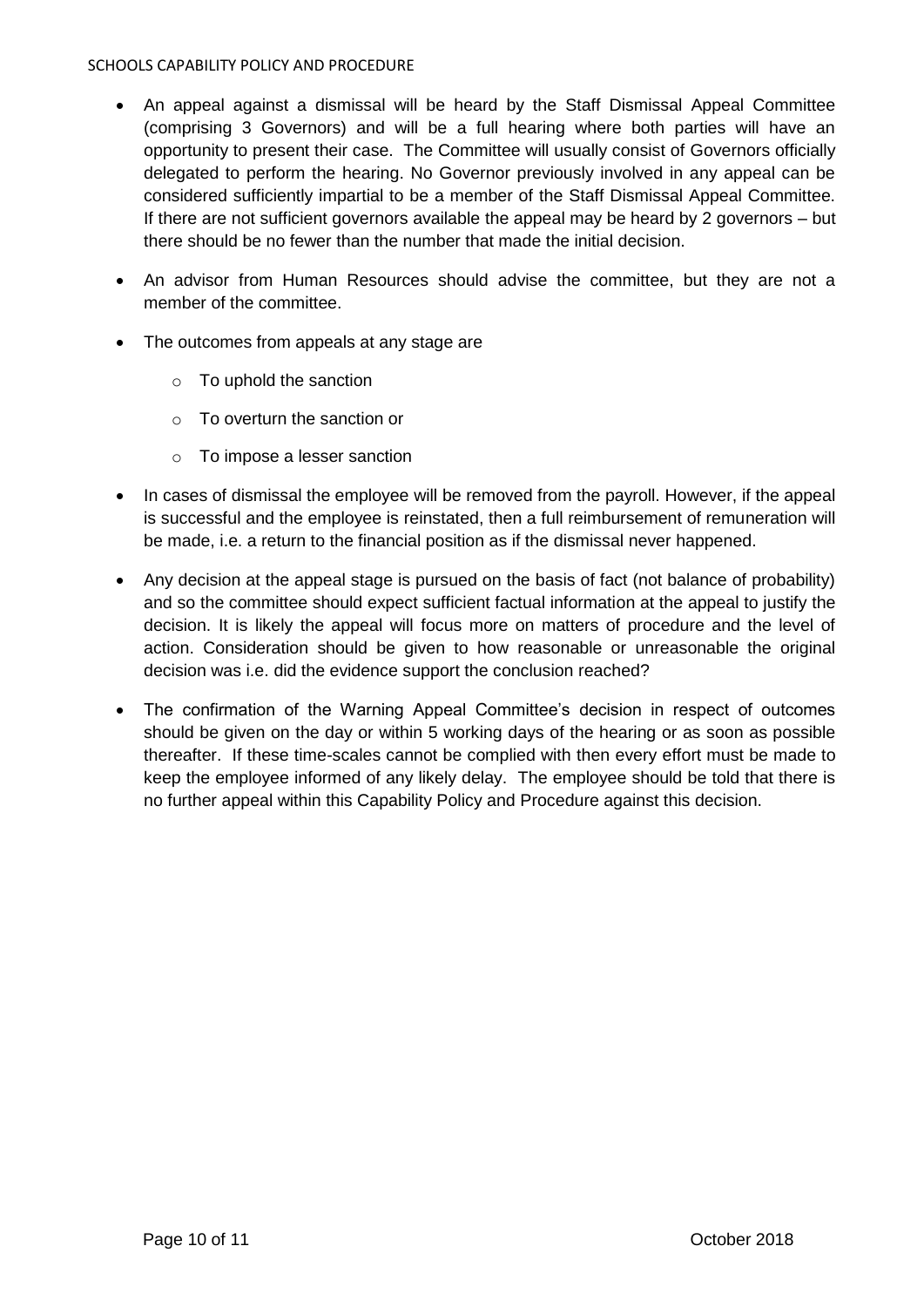- An appeal against a dismissal will be heard by the Staff Dismissal Appeal Committee (comprising 3 Governors) and will be a full hearing where both parties will have an opportunity to present their case. The Committee will usually consist of Governors officially delegated to perform the hearing. No Governor previously involved in any appeal can be considered sufficiently impartial to be a member of the Staff Dismissal Appeal Committee. If there are not sufficient governors available the appeal may be heard by 2 governors – but there should be no fewer than the number that made the initial decision.

- An advisor from Human Resources should advise the committee, but they are not a member of the committee.

- The outcomes from appeals at any stage are
  - To uphold the sanction
  - To overturn the sanction or
  - To impose a lesser sanction

- In cases of dismissal the employee will be removed from the payroll. However, if the appeal is successful and the employee is reinstated, then a full reimbursement of remuneration will be made, i.e. a return to the financial position as if the dismissal never happened.

- Any decision at the appeal stage is pursued on the basis of fact (not balance of probability) and so the committee should expect sufficient factual information at the appeal to justify the decision. It is likely the appeal will focus more on matters of procedure and the level of action. Consideration should be given to how reasonable or unreasonable the original decision was i.e. did the evidence support the conclusion reached?

- The confirmation of the Warning Appeal Committee's decision in respect of outcomes should be given on the day or within 5 working days of the hearing or as soon as possible thereafter. If these time-scales cannot be complied with then every effort must be made to keep the employee informed of any likely delay. The employee should be told that there is no further appeal within this Capability Policy and Procedure against this decision.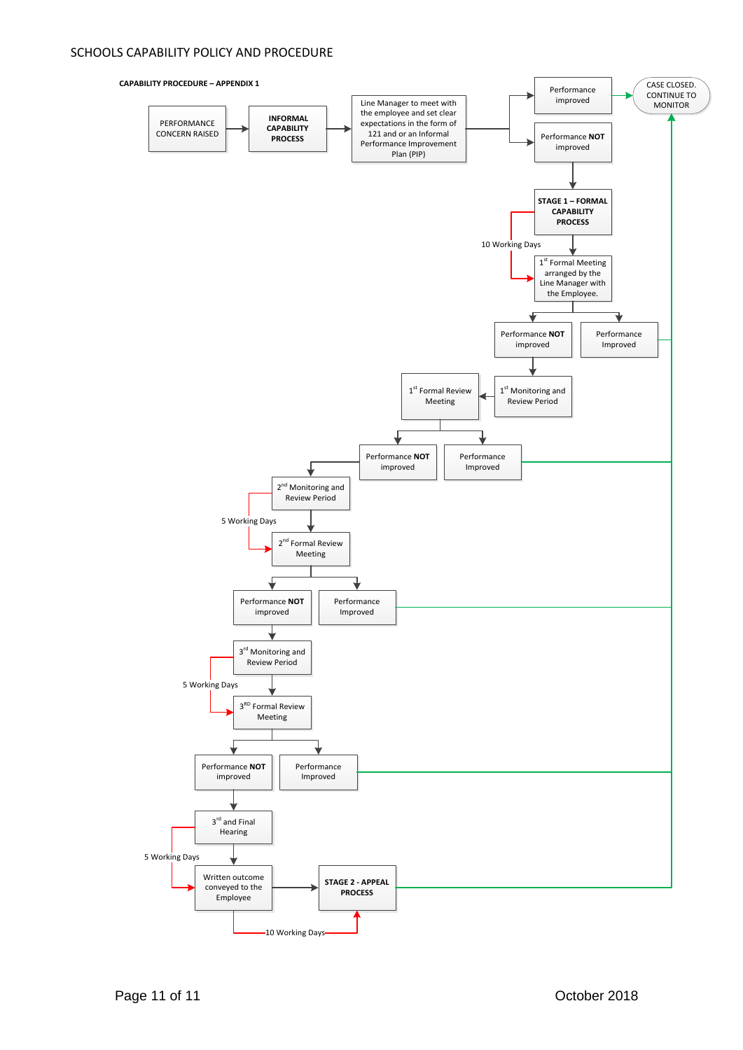SCHOOLS CAPABILITY POLICY AND PROCEDURE

**CAPABILITY PROCEDURE – APPENDIX 1**

PERFORMANCE CONCERN RAISED

**INFORMAL CAPABILITY PROCESS**

Line Manager to meet with the employee and set clear expectations in the form of 121 and or an Informal Performance Improvement Plan (PIP)

Performance improved

CASE CLOSED. CONTINUE TO MONITOR

Performance **NOT** improved

**STAGE 1 – FORMAL CAPABILITY PROCESS**

10 Working Days

1st Formal Meeting arranged by the Line Manager with the Employee.

Performance **NOT** improved

Performance Improved

1st Monitoring and Review Period

1st Formal Review Meeting

Performance **NOT** improved

Performance Improved

2nd Monitoring and Review Period

5 Working Days

2nd Formal Review Meeting

Performance **NOT** improved

Performance Improved

3rd Monitoring and Review Period

5 Working Days

3RD Formal Review Meeting

Performance **NOT** improved

Performance Improved

3rd and Final Hearing

5 Working Days

Written outcome conveyed to the Employee

**STAGE 2 - APPEAL PROCESS**

10 Working Days